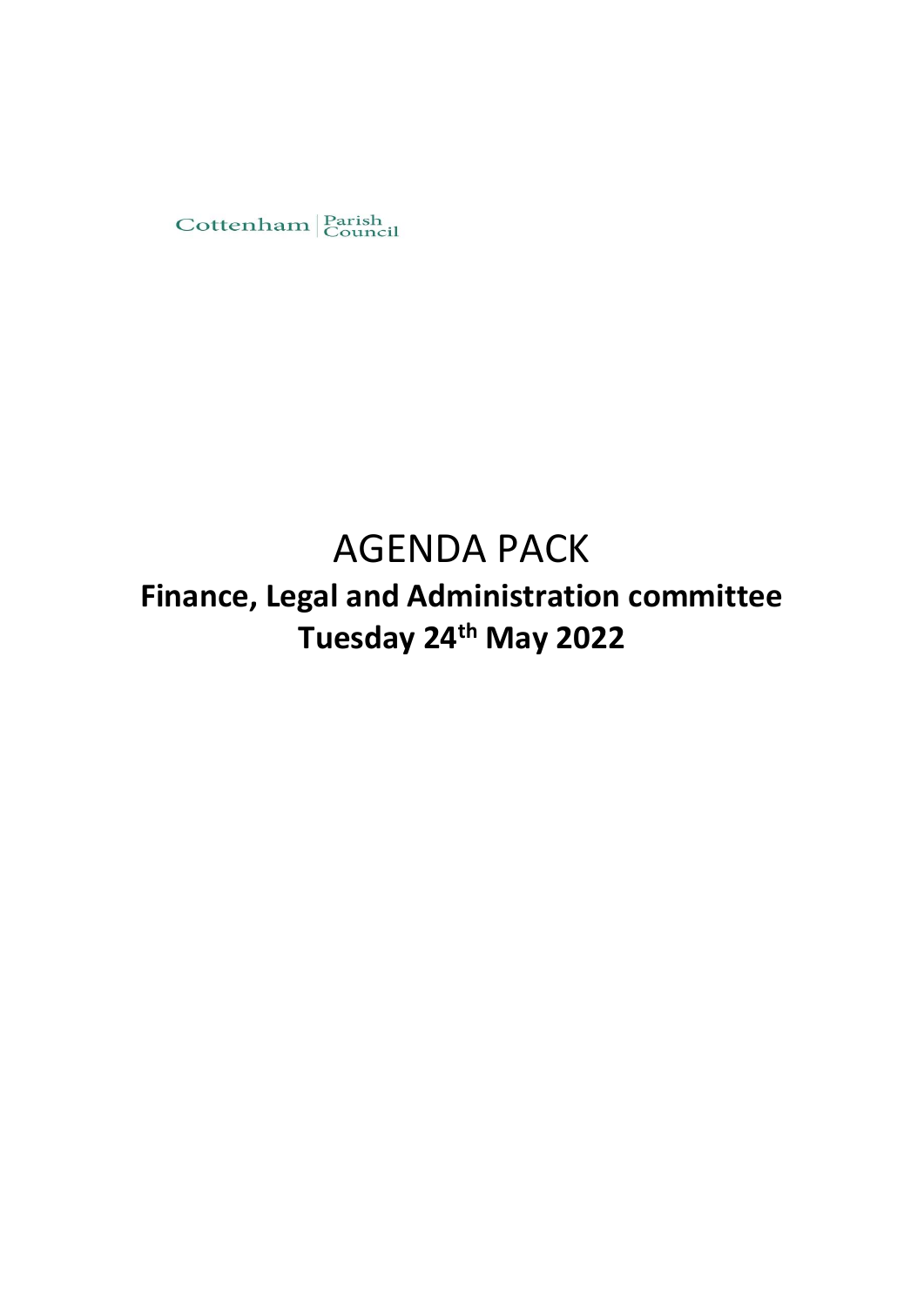Cottenham | Parish Council

# AGENDA PACK

## Finance, Legal and Administration committee

## Tuesday 24th May 2022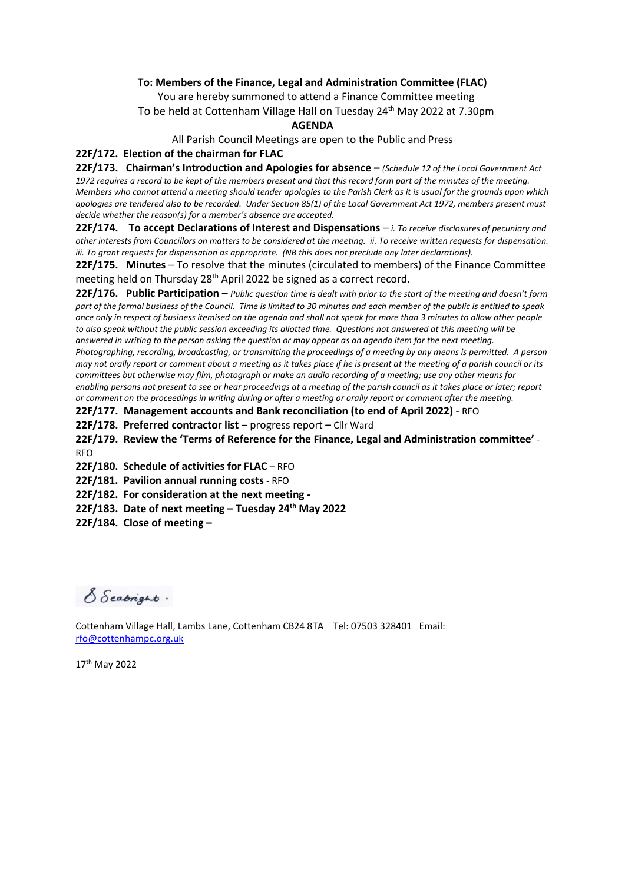**To: Members of the Finance, Legal and Administration Committee (FLAC)**

You are hereby summoned to attend a Finance Committee meeting

To be held at Cottenham Village Hall on Tuesday 24th May 2022 at 7.30pm

**AGENDA**

All Parish Council Meetings are open to the Public and Press

**22F/172. Election of the chairman for FLAC**

**22F/173. Chairman's Introduction and Apologies for absence –** *(Schedule 12 of the Local Government Act 1972 requires a record to be kept of the members present and that this record form part of the minutes of the meeting. Members who cannot attend a meeting should tender apologies to the Parish Clerk as it is usual for the grounds upon which apologies are tendered also to be recorded. Under Section 85(1) of the Local Government Act 1972, members present must decide whether the reason(s) for a member's absence are accepted.*

**22F/174. To accept Declarations of Interest and Dispensations** – *i. To receive disclosures of pecuniary and other interests from Councillors on matters to be considered at the meeting. ii. To receive written requests for dispensation. iii. To grant requests for dispensation as appropriate. (NB this does not preclude any later declarations).*

**22F/175. Minutes** – To resolve that the minutes (circulated to members) of the Finance Committee meeting held on Thursday 28th April 2022 be signed as a correct record.

**22F/176. Public Participation –** *Public question time is dealt with prior to the start of the meeting and doesn't form part of the formal business of the Council. Time is limited to 30 minutes and each member of the public is entitled to speak once only in respect of business itemised on the agenda and shall not speak for more than 3 minutes to allow other people to also speak without the public session exceeding its allotted time. Questions not answered at this meeting will be answered in writing to the person asking the question or may appear as an agenda item for the next meeting. Photographing, recording, broadcasting, or transmitting the proceedings of a meeting by any means is permitted. A person may not orally report or comment about a meeting as it takes place if he is present at the meeting of a parish council or its committees but otherwise may film, photograph or make an audio recording of a meeting; use any other means for enabling persons not present to see or hear proceedings at a meeting of the parish council as it takes place or later; report or comment on the proceedings in writing during or after a meeting or orally report or comment after the meeting.*

**22F/177. Management accounts and Bank reconciliation (to end of April 2022)** - RFO

**22F/178. Preferred contractor list** – progress report **–** Cllr Ward

**22F/179. Review the 'Terms of Reference for the Finance, Legal and Administration committee'** - RFO

**22F/180. Schedule of activities for FLAC** – RFO

**22F/181. Pavilion annual running costs** - RFO

**22F/182. For consideration at the next meeting -**

**22F/183. Date of next meeting – Tuesday 24th May 2022**

**22F/184. Close of meeting –**

S Seabright.

Cottenham Village Hall, Lambs Lane, Cottenham CB24 8TA Tel: 07503 328401 Email: rfo@cottenhampc.org.uk

17th May 2022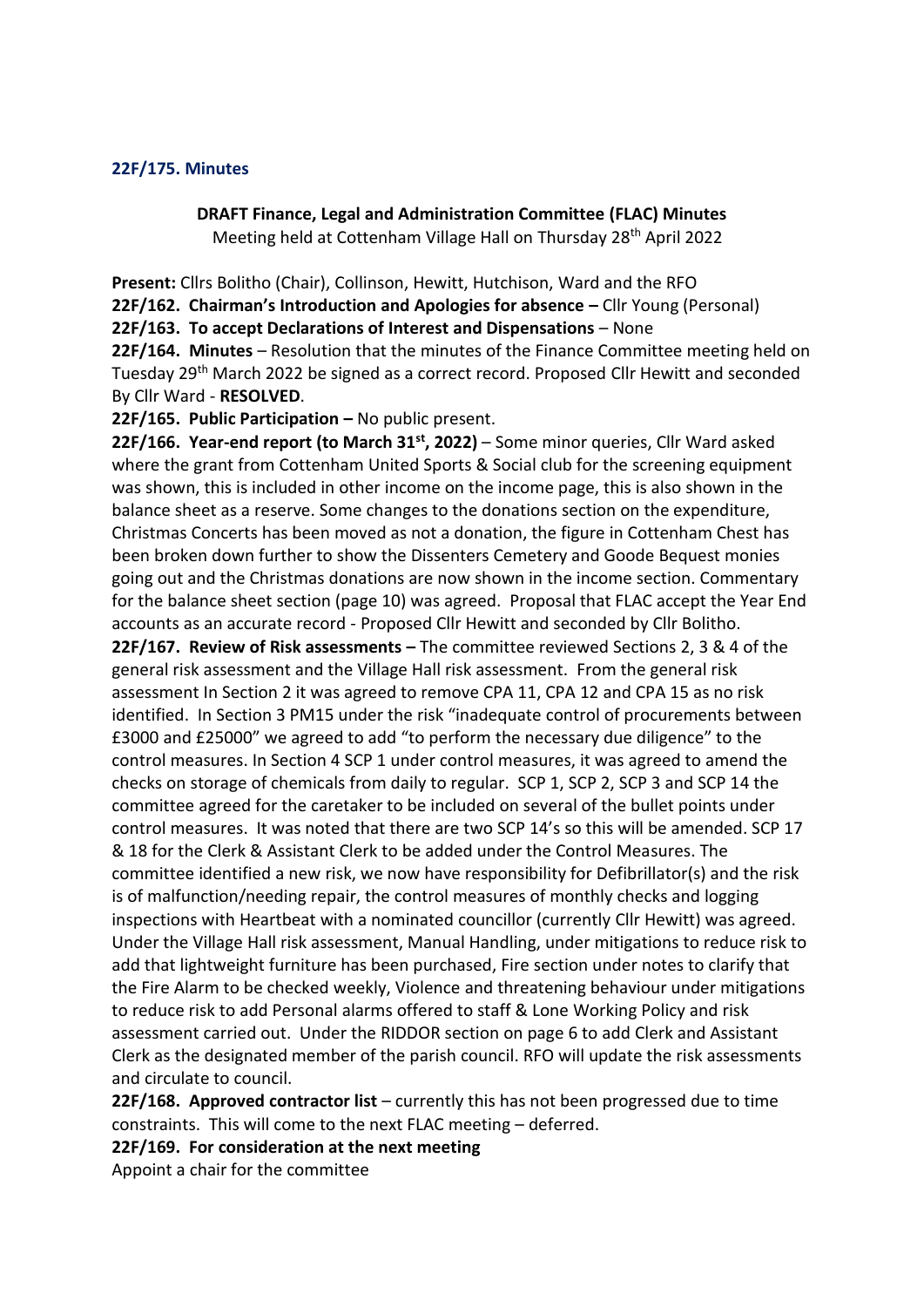## 22F/175. Minutes

**DRAFT Finance, Legal and Administration Committee (FLAC) Minutes**

Meeting held at Cottenham Village Hall on Thursday 28th April 2022

**Present:** Cllrs Bolitho (Chair), Collinson, Hewitt, Hutchison, Ward and the RFO

**22F/162. Chairman's Introduction and Apologies for absence –** Cllr Young (Personal)

**22F/163. To accept Declarations of Interest and Dispensations** – None

**22F/164. Minutes** – Resolution that the minutes of the Finance Committee meeting held on Tuesday 29th March 2022 be signed as a correct record. Proposed Cllr Hewitt and seconded By Cllr Ward - **RESOLVED**.

**22F/165. Public Participation –** No public present.

**22F/166. Year-end report (to March 31st, 2022)** – Some minor queries, Cllr Ward asked where the grant from Cottenham United Sports & Social club for the screening equipment was shown, this is included in other income on the income page, this is also shown in the balance sheet as a reserve. Some changes to the donations section on the expenditure, Christmas Concerts has been moved as not a donation, the figure in Cottenham Chest has been broken down further to show the Dissenters Cemetery and Goode Bequest monies going out and the Christmas donations are now shown in the income section. Commentary for the balance sheet section (page 10) was agreed. Proposal that FLAC accept the Year End accounts as an accurate record - Proposed Cllr Hewitt and seconded by Cllr Bolitho.

**22F/167. Review of Risk assessments –** The committee reviewed Sections 2, 3 & 4 of the general risk assessment and the Village Hall risk assessment. From the general risk assessment In Section 2 it was agreed to remove CPA 11, CPA 12 and CPA 15 as no risk identified. In Section 3 PM15 under the risk "inadequate control of procurements between £3000 and £25000" we agreed to add "to perform the necessary due diligence" to the control measures. In Section 4 SCP 1 under control measures, it was agreed to amend the checks on storage of chemicals from daily to regular. SCP 1, SCP 2, SCP 3 and SCP 14 the committee agreed for the caretaker to be included on several of the bullet points under control measures. It was noted that there are two SCP 14's so this will be amended. SCP 17 & 18 for the Clerk & Assistant Clerk to be added under the Control Measures. The committee identified a new risk, we now have responsibility for Defibrillator(s) and the risk is of malfunction/needing repair, the control measures of monthly checks and logging inspections with Heartbeat with a nominated councillor (currently Cllr Hewitt) was agreed. Under the Village Hall risk assessment, Manual Handling, under mitigations to reduce risk to add that lightweight furniture has been purchased, Fire section under notes to clarify that the Fire Alarm to be checked weekly, Violence and threatening behaviour under mitigations to reduce risk to add Personal alarms offered to staff & Lone Working Policy and risk assessment carried out. Under the RIDDOR section on page 6 to add Clerk and Assistant Clerk as the designated member of the parish council. RFO will update the risk assessments and circulate to council.

**22F/168. Approved contractor list** – currently this has not been progressed due to time constraints. This will come to the next FLAC meeting – deferred.

**22F/169. For consideration at the next meeting**

Appoint a chair for the committee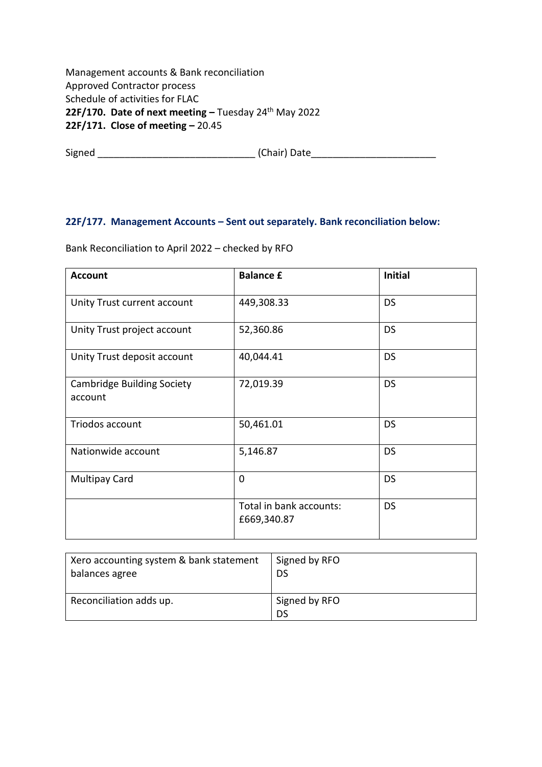Management accounts & Bank reconciliation
Approved Contractor process
Schedule of activities for FLAC

**22F/170. Date of next meeting –** Tuesday 24th May 2022

**22F/171. Close of meeting –** 20.45

Signed _____________________________ (Chair) Date_______________________

**22F/177. Management Accounts – Sent out separately. Bank reconciliation below:**

Bank Reconciliation to April 2022 – checked by RFO

| Account | Balance £ | Initial |
|---|---|---|
| Unity Trust current account | 449,308.33 | DS |
| Unity Trust project account | 52,360.86 | DS |
| Unity Trust deposit account | 40,044.41 | DS |
| Cambridge Building Society account | 72,019.39 | DS |
| Triodos account | 50,461.01 | DS |
| Nationwide account | 5,146.87 | DS |
| Multipay Card | 0 | DS |
| | Total in bank accounts: £669,340.87 | DS |

| | |
|---|---|
| Xero accounting system & bank statement balances agree | Signed by RFO DS |
| Reconciliation adds up. | Signed by RFO DS |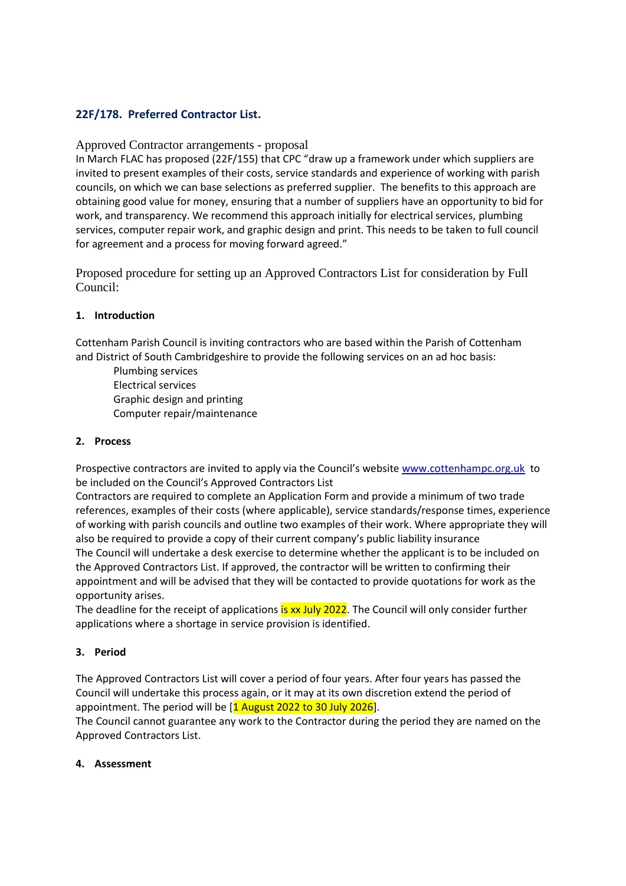## 22F/178. Preferred Contractor List.

Approved Contractor arrangements - proposal

In March FLAC has proposed (22F/155) that CPC "draw up a framework under which suppliers are invited to present examples of their costs, service standards and experience of working with parish councils, on which we can base selections as preferred supplier. The benefits to this approach are obtaining good value for money, ensuring that a number of suppliers have an opportunity to bid for work, and transparency. We recommend this approach initially for electrical services, plumbing services, computer repair work, and graphic design and print. This needs to be taken to full council for agreement and a process for moving forward agreed."

Proposed procedure for setting up an Approved Contractors List for consideration by Full Council:

### 1. Introduction

Cottenham Parish Council is inviting contractors who are based within the Parish of Cottenham and District of South Cambridgeshire to provide the following services on an ad hoc basis:

- Plumbing services
- Electrical services
- Graphic design and printing
- Computer repair/maintenance

### 2. Process

Prospective contractors are invited to apply via the Council's website [www.cottenhampc.org.uk](http://www.cottenhampc.org.uk) to be included on the Council's Approved Contractors List

Contractors are required to complete an Application Form and provide a minimum of two trade references, examples of their costs (where applicable), service standards/response times, experience of working with parish councils and outline two examples of their work. Where appropriate they will also be required to provide a copy of their current company's public liability insurance

The Council will undertake a desk exercise to determine whether the applicant is to be included on the Approved Contractors List. If approved, the contractor will be written to confirming their appointment and will be advised that they will be contacted to provide quotations for work as the opportunity arises.

The deadline for the receipt of applications is xx July 2022. The Council will only consider further applications where a shortage in service provision is identified.

### 3. Period

The Approved Contractors List will cover a period of four years. After four years has passed the Council will undertake this process again, or it may at its own discretion extend the period of appointment. The period will be [1 August 2022 to 30 July 2026].

The Council cannot guarantee any work to the Contractor during the period they are named on the Approved Contractors List.

### 4. Assessment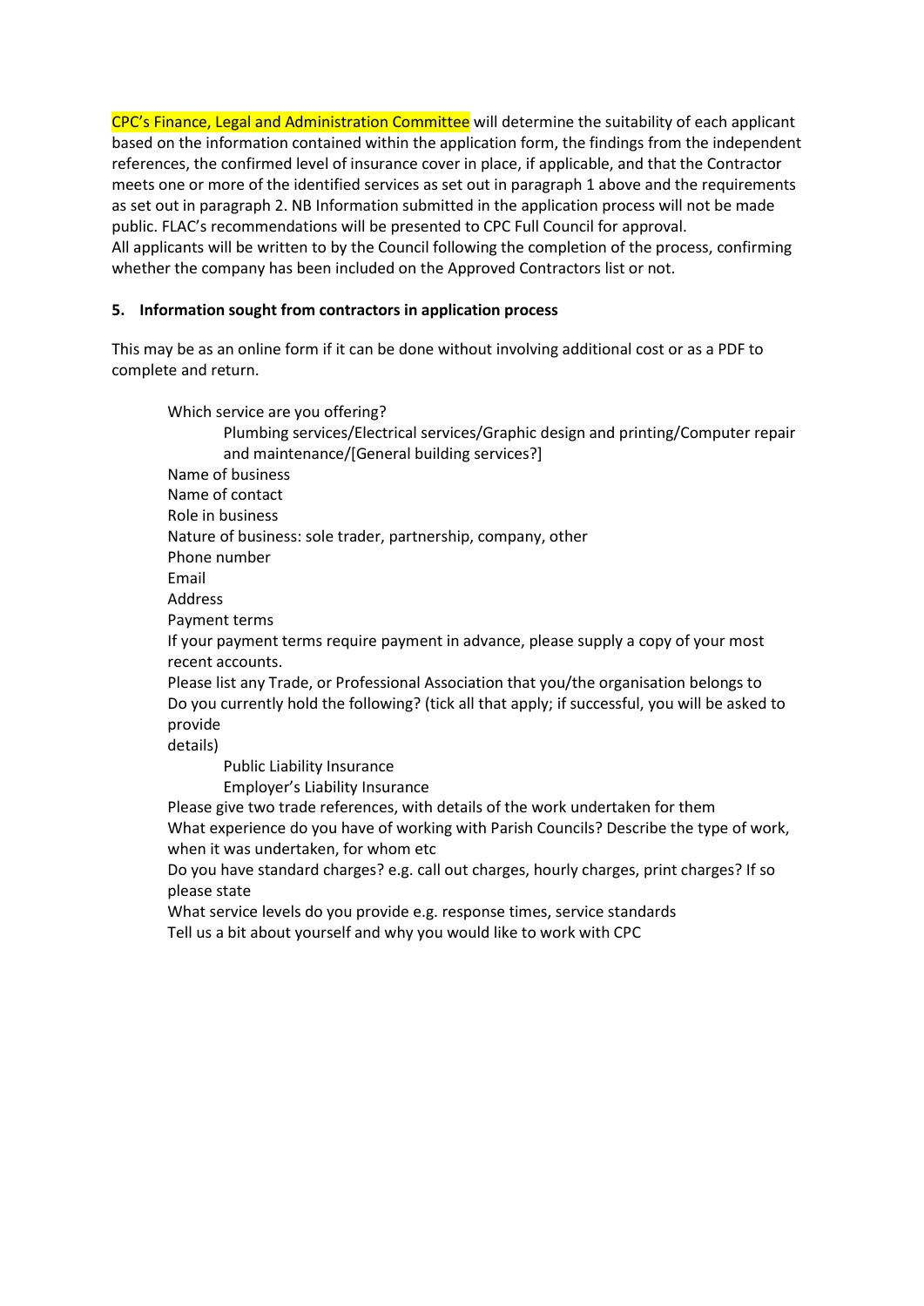CPC's Finance, Legal and Administration Committee will determine the suitability of each applicant based on the information contained within the application form, the findings from the independent references, the confirmed level of insurance cover in place, if applicable, and that the Contractor meets one or more of the identified services as set out in paragraph 1 above and the requirements as set out in paragraph 2. NB Information submitted in the application process will not be made public. FLAC's recommendations will be presented to CPC Full Council for approval.
All applicants will be written to by the Council following the completion of the process, confirming whether the company has been included on the Approved Contractors list or not.

## 5. Information sought from contractors in application process

This may be as an online form if it can be done without involving additional cost or as a PDF to complete and return.

- Which service are you offering?
    - Plumbing services/Electrical services/Graphic design and printing/Computer repair and maintenance/[General building services?]
- Name of business
- Name of contact
- Role in business
- Nature of business: sole trader, partnership, company, other
- Phone number
- Email
- Address
- Payment terms
- If your payment terms require payment in advance, please supply a copy of your most recent accounts.
- Please list any Trade, or Professional Association that you/the organisation belongs to
- Do you currently hold the following? (tick all that apply; if successful, you will be asked to provide details)
    - Public Liability Insurance
    - Employer's Liability Insurance
- Please give two trade references, with details of the work undertaken for them
- What experience do you have of working with Parish Councils? Describe the type of work, when it was undertaken, for whom etc
- Do you have standard charges? e.g. call out charges, hourly charges, print charges? If so please state
- What service levels do you provide e.g. response times, service standards
- Tell us a bit about yourself and why you would like to work with CPC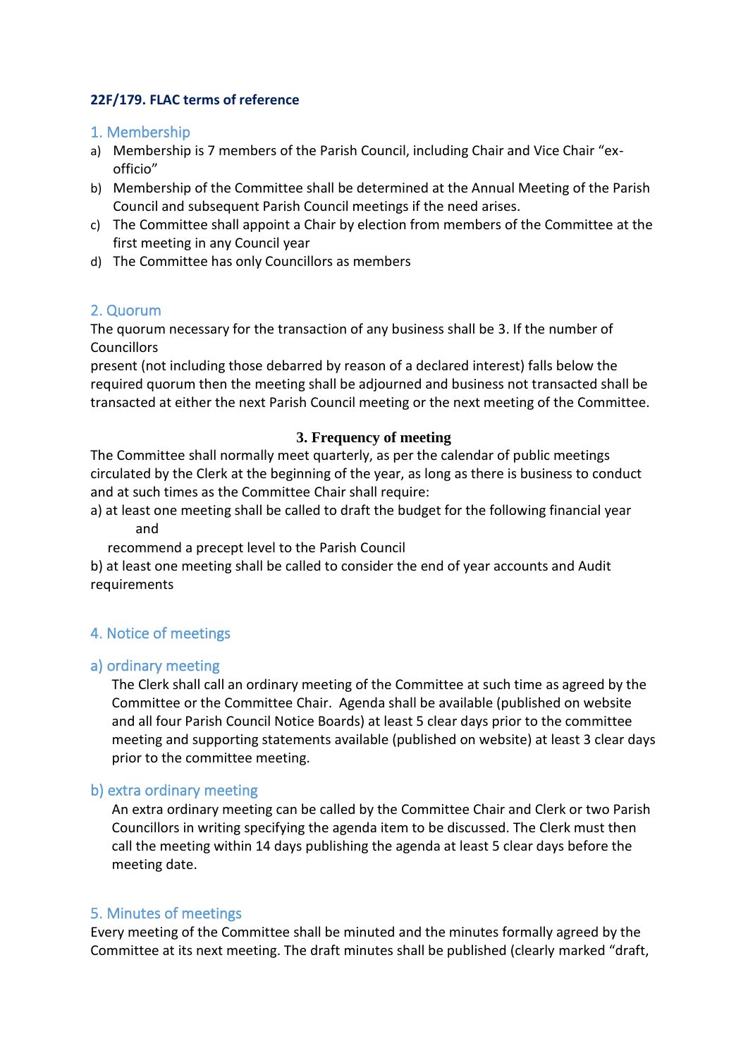**22F/179. FLAC terms of reference**

## 1. Membership

a) Membership is 7 members of the Parish Council, including Chair and Vice Chair "ex-officio"
b) Membership of the Committee shall be determined at the Annual Meeting of the Parish Council and subsequent Parish Council meetings if the need arises.
c) The Committee shall appoint a Chair by election from members of the Committee at the first meeting in any Council year
d) The Committee has only Councillors as members

## 2. Quorum

The quorum necessary for the transaction of any business shall be 3. If the number of Councillors
present (not including those debarred by reason of a declared interest) falls below the required quorum then the meeting shall be adjourned and business not transacted shall be transacted at either the next Parish Council meeting or the next meeting of the Committee.

## 3. Frequency of meeting

The Committee shall normally meet quarterly, as per the calendar of public meetings circulated by the Clerk at the beginning of the year, as long as there is business to conduct and at such times as the Committee Chair shall require:

a) at least one meeting shall be called to draft the budget for the following financial year and
recommend a precept level to the Parish Council

b) at least one meeting shall be called to consider the end of year accounts and Audit requirements

## 4. Notice of meetings

### a) ordinary meeting

The Clerk shall call an ordinary meeting of the Committee at such time as agreed by the Committee or the Committee Chair. Agenda shall be available (published on website and all four Parish Council Notice Boards) at least 5 clear days prior to the committee meeting and supporting statements available (published on website) at least 3 clear days prior to the committee meeting.

### b) extra ordinary meeting

An extra ordinary meeting can be called by the Committee Chair and Clerk or two Parish Councillors in writing specifying the agenda item to be discussed. The Clerk must then call the meeting within 14 days publishing the agenda at least 5 clear days before the meeting date.

## 5. Minutes of meetings

Every meeting of the Committee shall be minuted and the minutes formally agreed by the Committee at its next meeting. The draft minutes shall be published (clearly marked "draft,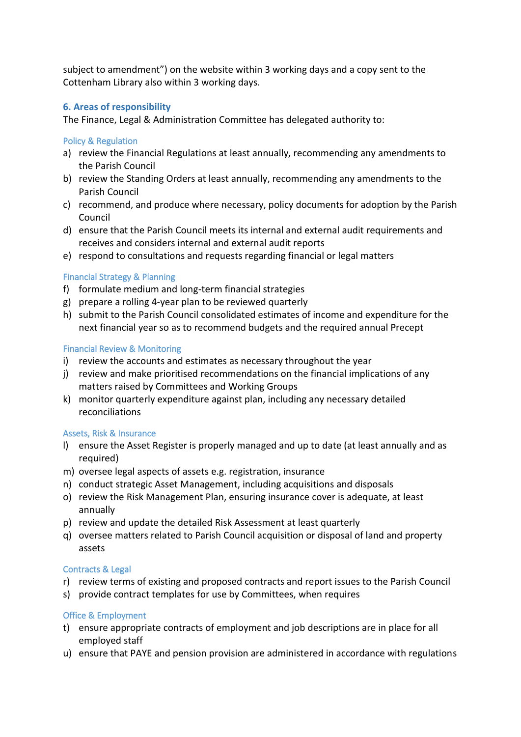subject to amendment") on the website within 3 working days and a copy sent to the Cottenham Library also within 3 working days.

## 6. Areas of responsibility

The Finance, Legal & Administration Committee has delegated authority to:

### Policy & Regulation

a) review the Financial Regulations at least annually, recommending any amendments to the Parish Council
b) review the Standing Orders at least annually, recommending any amendments to the Parish Council
c) recommend, and produce where necessary, policy documents for adoption by the Parish Council
d) ensure that the Parish Council meets its internal and external audit requirements and receives and considers internal and external audit reports
e) respond to consultations and requests regarding financial or legal matters

### Financial Strategy & Planning

f) formulate medium and long-term financial strategies
g) prepare a rolling 4-year plan to be reviewed quarterly
h) submit to the Parish Council consolidated estimates of income and expenditure for the next financial year so as to recommend budgets and the required annual Precept

### Financial Review & Monitoring

i) review the accounts and estimates as necessary throughout the year
j) review and make prioritised recommendations on the financial implications of any matters raised by Committees and Working Groups
k) monitor quarterly expenditure against plan, including any necessary detailed reconciliations

### Assets, Risk & Insurance

l) ensure the Asset Register is properly managed and up to date (at least annually and as required)
m) oversee legal aspects of assets e.g. registration, insurance
n) conduct strategic Asset Management, including acquisitions and disposals
o) review the Risk Management Plan, ensuring insurance cover is adequate, at least annually
p) review and update the detailed Risk Assessment at least quarterly
q) oversee matters related to Parish Council acquisition or disposal of land and property assets

### Contracts & Legal

r) review terms of existing and proposed contracts and report issues to the Parish Council
s) provide contract templates for use by Committees, when requires

### Office & Employment

t) ensure appropriate contracts of employment and job descriptions are in place for all employed staff
u) ensure that PAYE and pension provision are administered in accordance with regulations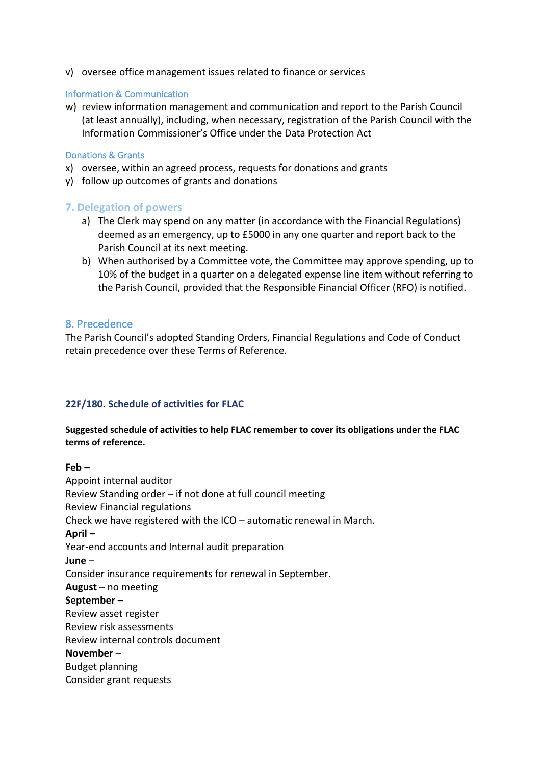v) oversee office management issues related to finance or services

### Information & Communication

w) review information management and communication and report to the Parish Council (at least annually), including, when necessary, registration of the Parish Council with the Information Commissioner's Office under the Data Protection Act

### Donations & Grants

x) oversee, within an agreed process, requests for donations and grants
y) follow up outcomes of grants and donations

## 7. Delegation of powers

a) The Clerk may spend on any matter (in accordance with the Financial Regulations) deemed as an emergency, up to £5000 in any one quarter and report back to the Parish Council at its next meeting.
b) When authorised by a Committee vote, the Committee may approve spending, up to 10% of the budget in a quarter on a delegated expense line item without referring to the Parish Council, provided that the Responsible Financial Officer (RFO) is notified.

## 8. Precedence

The Parish Council's adopted Standing Orders, Financial Regulations and Code of Conduct retain precedence over these Terms of Reference.

## 22F/180. Schedule of activities for FLAC

**Suggested schedule of activities to help FLAC remember to cover its obligations under the FLAC terms of reference.**

**Feb –**
Appoint internal auditor
Review Standing order – if not done at full council meeting
Review Financial regulations
Check we have registered with the ICO – automatic renewal in March.
**April –**
Year-end accounts and Internal audit preparation
**June** –
Consider insurance requirements for renewal in September.
**August** – no meeting
**September –**
Review asset register
Review risk assessments
Review internal controls document
**November** –
Budget planning
Consider grant requests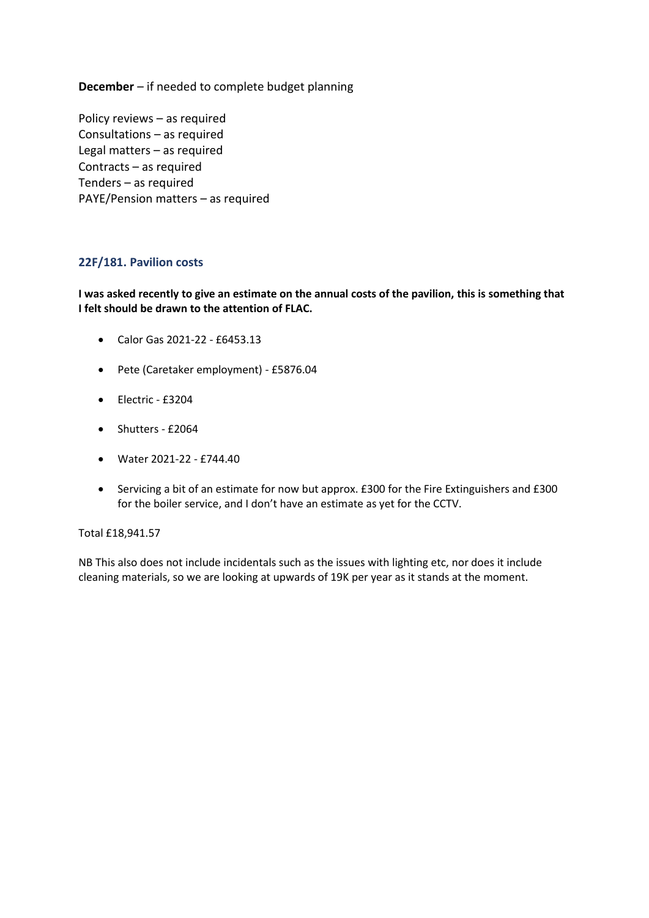**December** – if needed to complete budget planning

Policy reviews – as required
Consultations – as required
Legal matters – as required
Contracts – as required
Tenders – as required
PAYE/Pension matters – as required

### 22F/181. Pavilion costs

**I was asked recently to give an estimate on the annual costs of the pavilion, this is something that I felt should be drawn to the attention of FLAC.**

- Calor Gas 2021-22 - £6453.13
- Pete (Caretaker employment) - £5876.04
- Electric - £3204
- Shutters - £2064
- Water 2021-22 - £744.40
- Servicing a bit of an estimate for now but approx. £300 for the Fire Extinguishers and £300 for the boiler service, and I don't have an estimate as yet for the CCTV.

Total £18,941.57

NB This also does not include incidentals such as the issues with lighting etc, nor does it include cleaning materials, so we are looking at upwards of 19K per year as it stands at the moment.